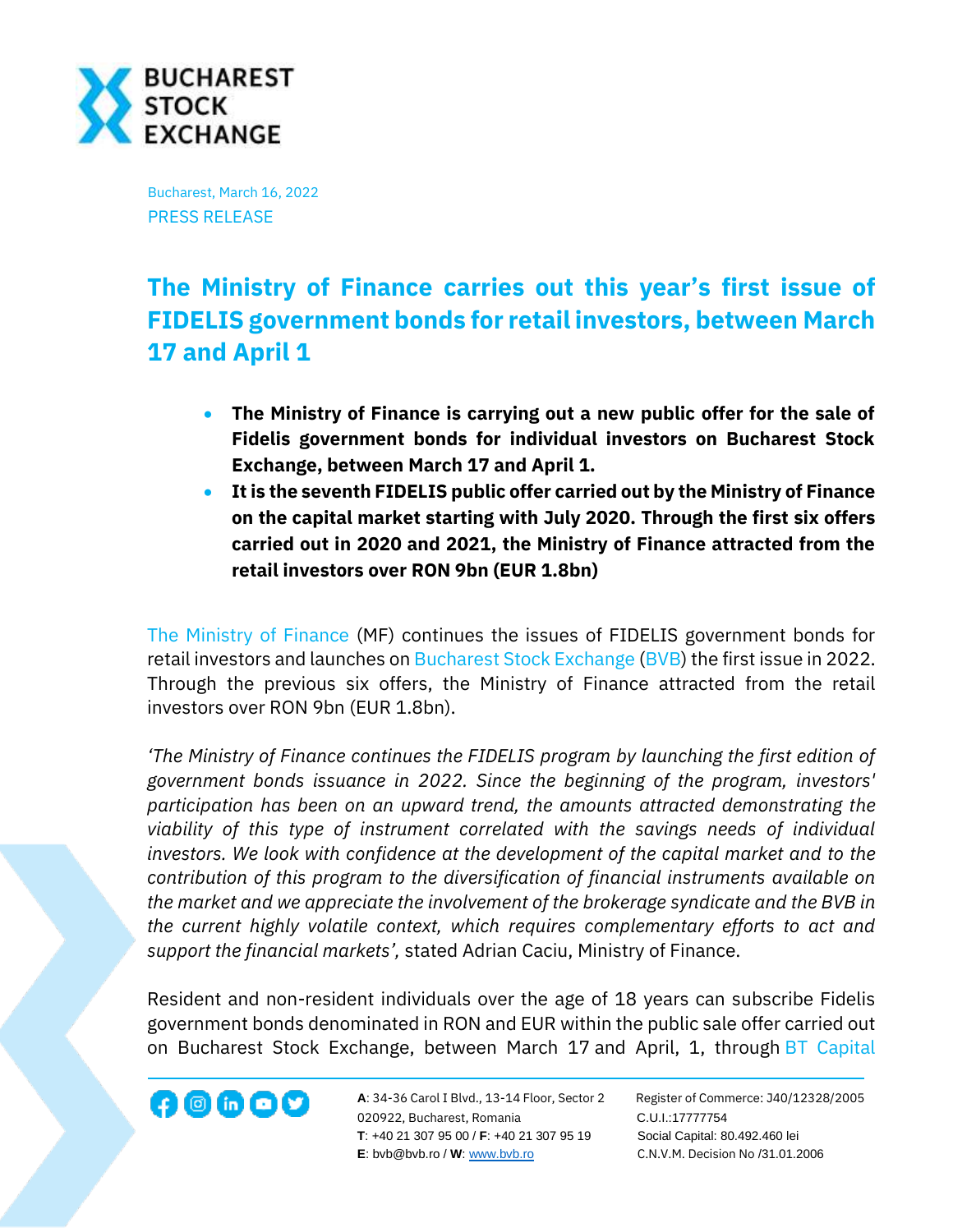Bucharest, March 16, 2022
PRESS RELEASE

# The Ministry of Finance carries out this year's first issue of FIDELIS government bonds for retail investors, between March 17 and April 1

- **The Ministry of Finance is carrying out a new public offer for the sale of Fidelis government bonds for individual investors on Bucharest Stock Exchange, between March 17 and April 1.**
- **It is the seventh FIDELIS public offer carried out by the Ministry of Finance on the capital market starting with July 2020. Through the first six offers carried out in 2020 and 2021, the Ministry of Finance attracted from the retail investors over RON 9bn (EUR 1.8bn)**

The Ministry of Finance (MF) continues the issues of FIDELIS government bonds for retail investors and launches on Bucharest Stock Exchange (BVB) the first issue in 2022. Through the previous six offers, the Ministry of Finance attracted from the retail investors over RON 9bn (EUR 1.8bn).

*'The Ministry of Finance continues the FIDELIS program by launching the first edition of government bonds issuance in 2022. Since the beginning of the program, investors' participation has been on an upward trend, the amounts attracted demonstrating the viability of this type of instrument correlated with the savings needs of individual investors. We look with confidence at the development of the capital market and to the contribution of this program to the diversification of financial instruments available on the market and we appreciate the involvement of the brokerage syndicate and the BVB in the current highly volatile context, which requires complementary efforts to act and support the financial markets',* stated Adrian Caciu, Ministry of Finance.

Resident and non-resident individuals over the age of 18 years can subscribe Fidelis government bonds denominated in RON and EUR within the public sale offer carried out on Bucharest Stock Exchange, between March 17 and April, 1, through BT Capital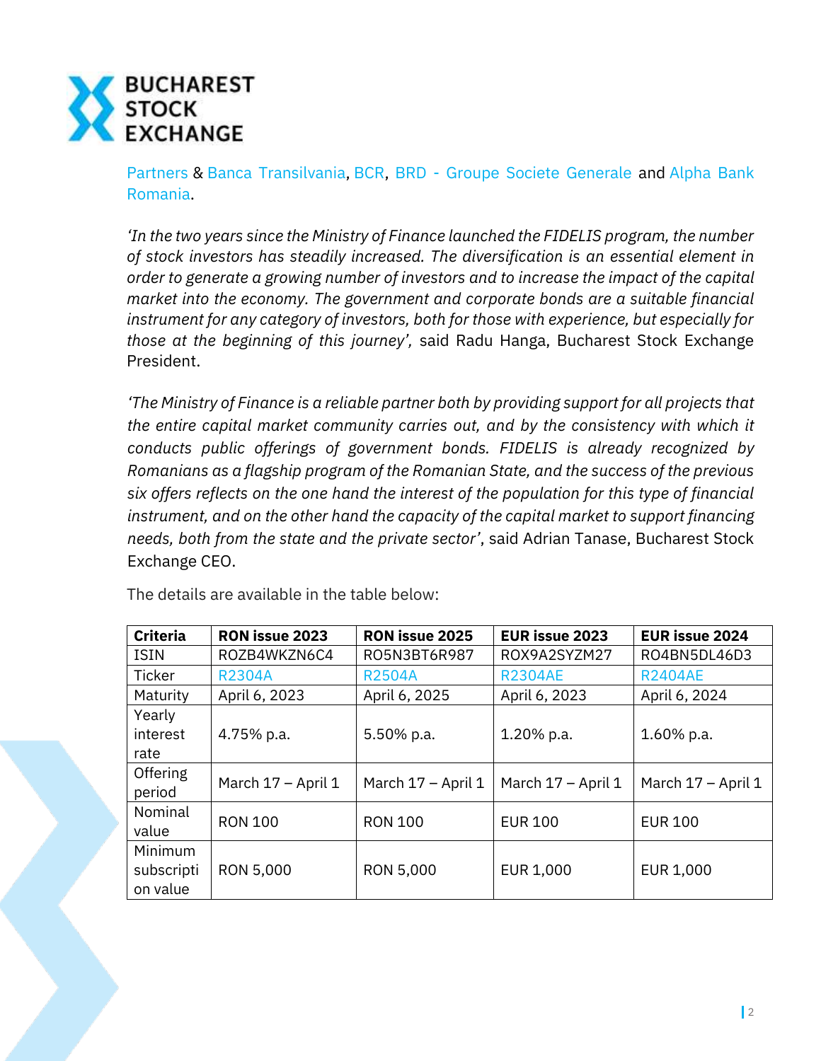Partners & Banca Transilvania, BCR, BRD - Groupe Societe Generale and Alpha Bank Romania.

*'In the two years since the Ministry of Finance launched the FIDELIS program, the number of stock investors has steadily increased. The diversification is an essential element in order to generate a growing number of investors and to increase the impact of the capital market into the economy. The government and corporate bonds are a suitable financial instrument for any category of investors, both for those with experience, but especially for those at the beginning of this journey',* said Radu Hanga, Bucharest Stock Exchange President.

*'The Ministry of Finance is a reliable partner both by providing support for all projects that the entire capital market community carries out, and by the consistency with which it conducts public offerings of government bonds. FIDELIS is already recognized by Romanians as a flagship program of the Romanian State, and the success of the previous six offers reflects on the one hand the interest of the population for this type of financial instrument, and on the other hand the capacity of the capital market to support financing needs, both from the state and the private sector'*, said Adrian Tanase, Bucharest Stock Exchange CEO.

The details are available in the table below:

| Criteria | RON issue 2023 | RON issue 2025 | EUR issue 2023 | EUR issue 2024 |
|---|---|---|---|---|
| ISIN | ROZB4WKZN6C4 | RO5N3BT6R987 | ROX9A2SYZM27 | RO4BN5DL46D3 |
| Ticker | R2304A | R2504A | R2304AE | R2404AE |
| Maturity | April 6, 2023 | April 6, 2025 | April 6, 2023 | April 6, 2024 |
| Yearly interest rate | 4.75% p.a. | 5.50% p.a. | 1.20% p.a. | 1.60% p.a. |
| Offering period | March 17 – April 1 | March 17 – April 1 | March 17 – April 1 | March 17 – April 1 |
| Nominal value | RON 100 | RON 100 | EUR 100 | EUR 100 |
| Minimum subscription value | RON 5,000 | RON 5,000 | EUR 1,000 | EUR 1,000 |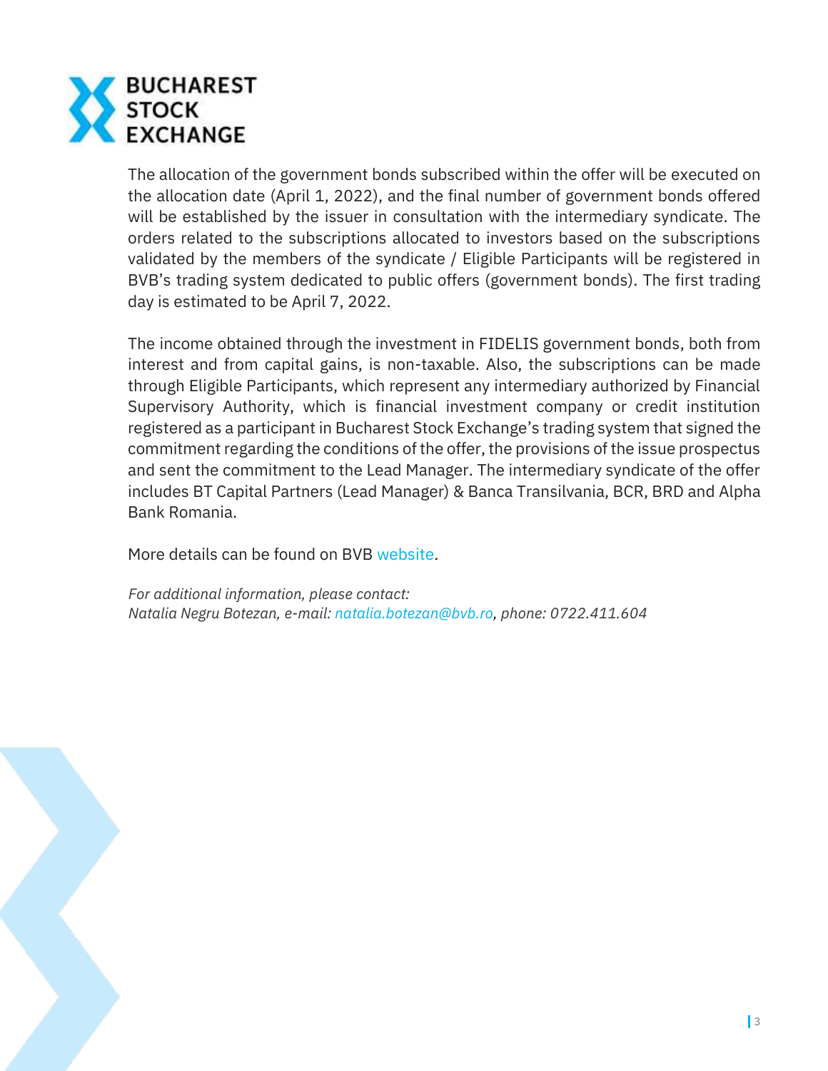The allocation of the government bonds subscribed within the offer will be executed on the allocation date (April 1, 2022), and the final number of government bonds offered will be established by the issuer in consultation with the intermediary syndicate. The orders related to the subscriptions allocated to investors based on the subscriptions validated by the members of the syndicate / Eligible Participants will be registered in BVB's trading system dedicated to public offers (government bonds). The first trading day is estimated to be April 7, 2022.

The income obtained through the investment in FIDELIS government bonds, both from interest and from capital gains, is non-taxable. Also, the subscriptions can be made through Eligible Participants, which represent any intermediary authorized by Financial Supervisory Authority, which is financial investment company or credit institution registered as a participant in Bucharest Stock Exchange's trading system that signed the commitment regarding the conditions of the offer, the provisions of the issue prospectus and sent the commitment to the Lead Manager. The intermediary syndicate of the offer includes BT Capital Partners (Lead Manager) & Banca Transilvania, BCR, BRD and Alpha Bank Romania.

More details can be found on BVB website.

*For additional information, please contact:*
*Natalia Negru Botezan, e-mail: natalia.botezan@bvb.ro, phone: 0722.411.604*